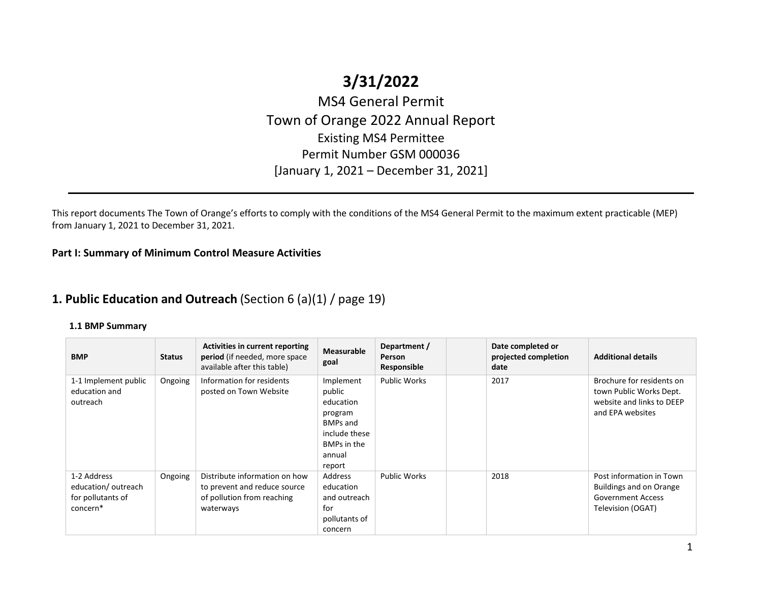# 3/31/2022

MS4 General Permit
Town of Orange 2022 Annual Report
Existing MS4 Permittee
Permit Number GSM 000036
[January 1, 2021 – December 31, 2021]

---

This report documents The Town of Orange's efforts to comply with the conditions of the MS4 General Permit to the maximum extent practicable (MEP) from January 1, 2021 to December 31, 2021.

**Part I: Summary of Minimum Control Measure Activities**

## 1. Public Education and Outreach (Section 6 (a)(1) / page 19)

### 1.1 BMP Summary

| BMP | Status | Activities in current reporting period (if needed, more space available after this table) | Measurable goal | Department / Person Responsible | | Date completed or projected completion date | Additional details |
|---|---|---|---|---|---|---|---|
| 1-1 Implement public education and outreach | Ongoing | Information for residents posted on Town Website | Implement public education program BMPs and include these BMPs in the annual report | Public Works | | 2017 | Brochure for residents on town Public Works Dept. website and links to DEEP and EPA websites |
| 1-2 Address education/ outreach for pollutants of concern* | Ongoing | Distribute information on how to prevent and reduce source of pollution from reaching waterways | Address education and outreach for pollutants of concern | Public Works | | 2018 | Post information in Town Buildings and on Orange Government Access Television (OGAT) |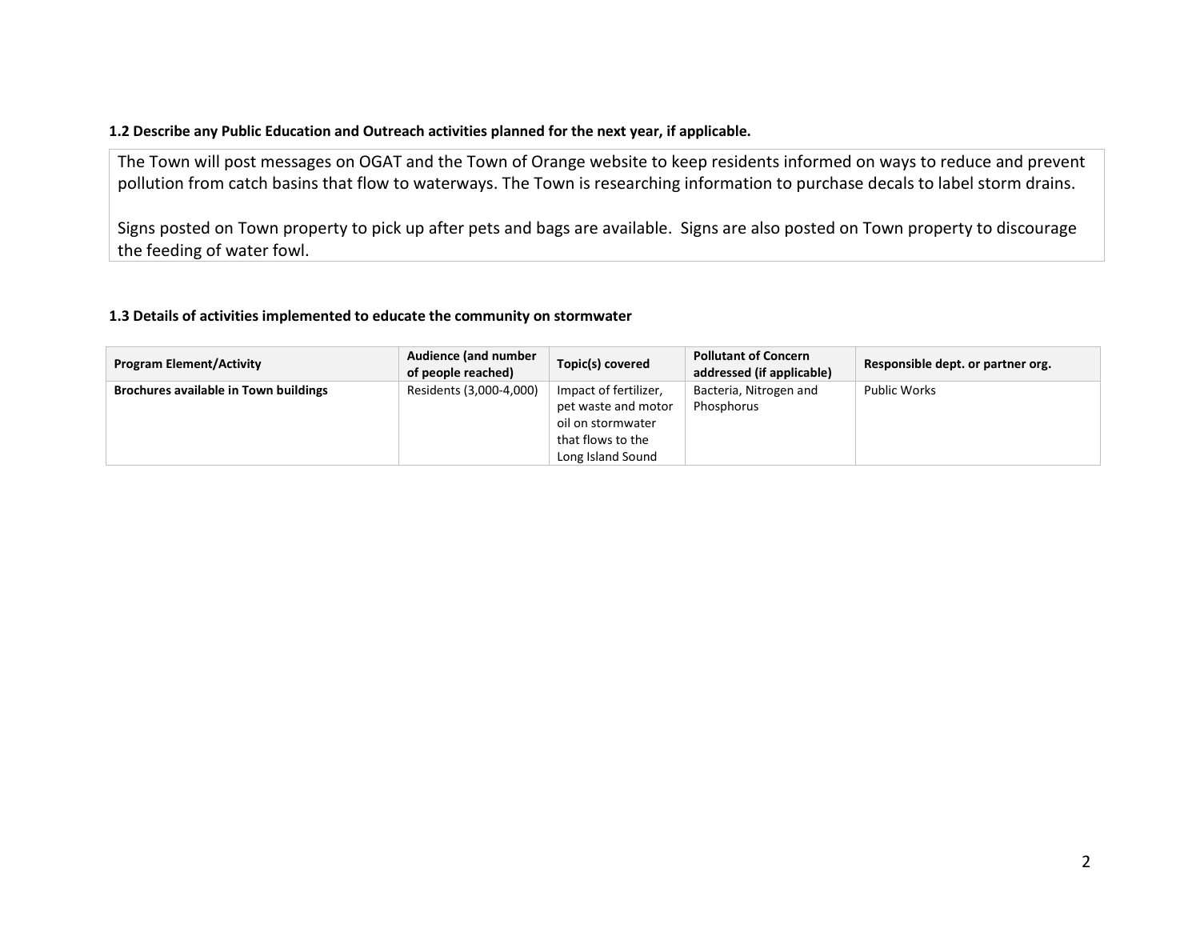### 1.2 Describe any Public Education and Outreach activities planned for the next year, if applicable.

The Town will post messages on OGAT and the Town of Orange website to keep residents informed on ways to reduce and prevent pollution from catch basins that flow to waterways. The Town is researching information to purchase decals to label storm drains.

Signs posted on Town property to pick up after pets and bags are available. Signs are also posted on Town property to discourage the feeding of water fowl.

### 1.3 Details of activities implemented to educate the community on stormwater

| Program Element/Activity | Audience (and number of people reached) | Topic(s) covered | Pollutant of Concern addressed (if applicable) | Responsible dept. or partner org. |
|---|---|---|---|---|
| **Brochures available in Town buildings** | Residents (3,000-4,000) | Impact of fertilizer, pet waste and motor oil on stormwater that flows to the Long Island Sound | Bacteria, Nitrogen and Phosphorus | Public Works |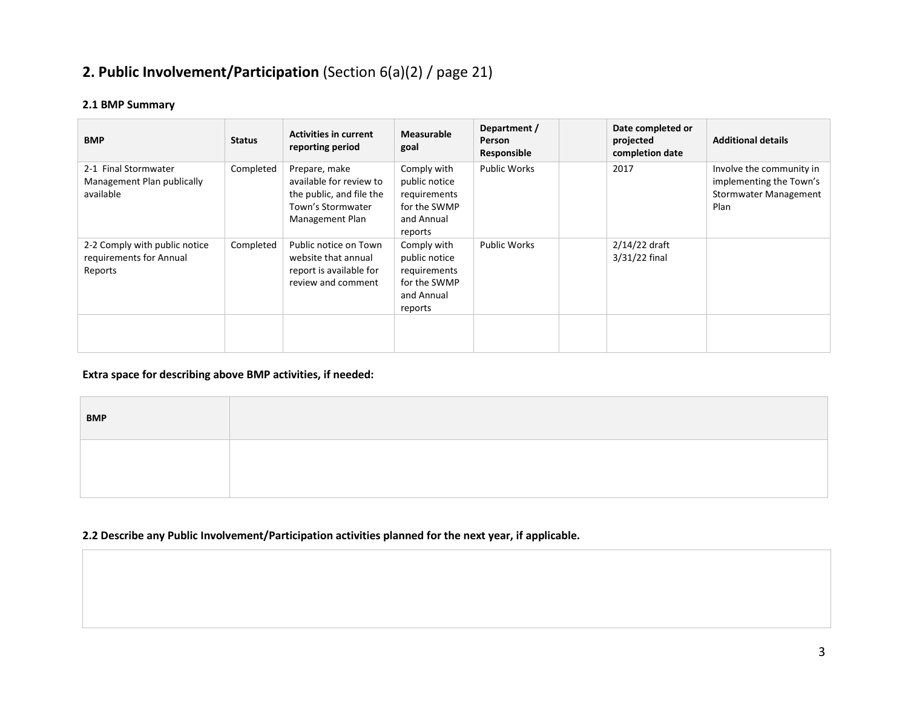## 2. Public Involvement/Participation (Section 6(a)(2) / page 21)

### 2.1 BMP Summary

| BMP | Status | Activities in current reporting period | Measurable goal | Department / Person Responsible | | Date completed or projected completion date | Additional details |
|---|---|---|---|---|---|---|---|
| 2-1 Final Stormwater Management Plan publically available | Completed | Prepare, make available for review to the public, and file the Town's Stormwater Management Plan | Comply with public notice requirements for the SWMP and Annual reports | Public Works | | 2017 | Involve the community in implementing the Town's Stormwater Management Plan |
| 2-2 Comply with public notice requirements for Annual Reports | Completed | Public notice on Town website that annual report is available for review and comment | Comply with public notice requirements for the SWMP and Annual reports | Public Works | | 2/14/22 draft<br>3/31/22 final | |
| | | | | | | | |

**Extra space for describing above BMP activities, if needed:**

| BMP | |
|---|---|
| | |

**2.2 Describe any Public Involvement/Participation activities planned for the next year, if applicable.**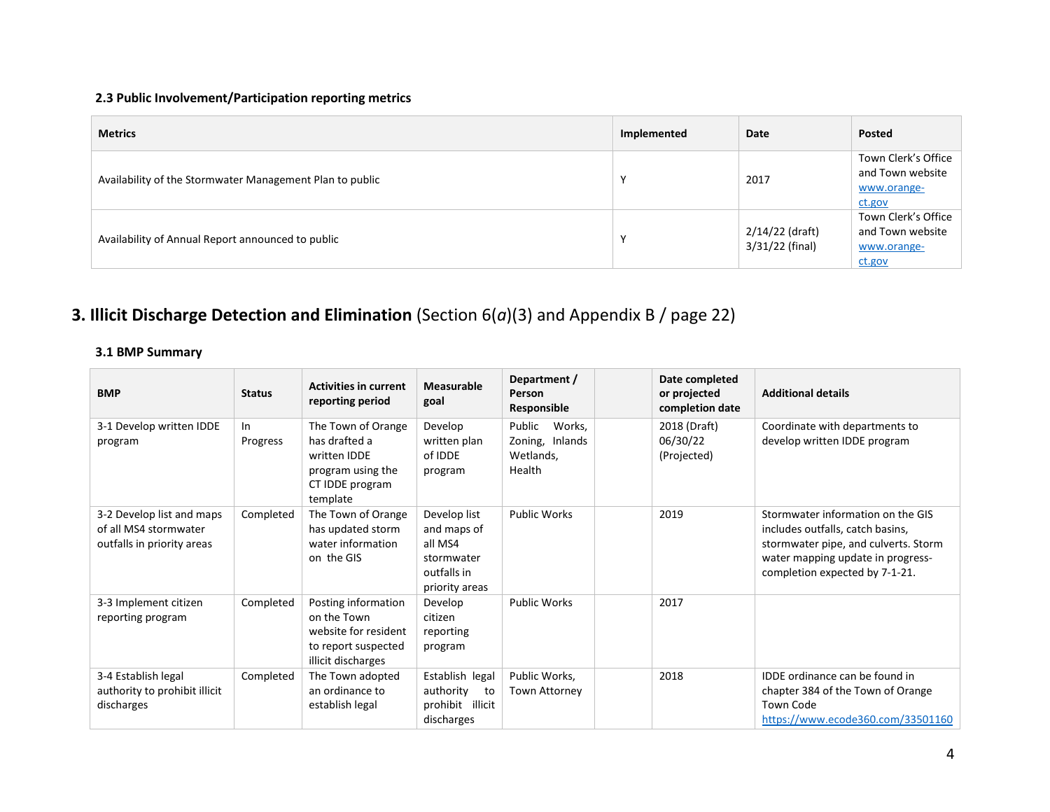### 2.3 Public Involvement/Participation reporting metrics

| Metrics | Implemented | Date | Posted |
|---|---|---|---|
| Availability of the Stormwater Management Plan to public | Y | 2017 | Town Clerk's Office and Town website www.orange-ct.gov |
| Availability of Annual Report announced to public | Y | 2/14/22 (draft) 3/31/22 (final) | Town Clerk's Office and Town website www.orange-ct.gov |

# 3. Illicit Discharge Detection and Elimination (Section 6(*a*)(3) and Appendix B / page 22)

### 3.1 BMP Summary

| BMP | Status | Activities in current reporting period | Measurable goal | Department / Person Responsible | | Date completed or projected completion date | Additional details |
|---|---|---|---|---|---|---|---|
| 3-1 Develop written IDDE program | In Progress | The Town of Orange has drafted a written IDDE program using the CT IDDE program template | Develop written plan of IDDE program | Public Works, Zoning, Inlands Wetlands, Health | | 2018 (Draft) 06/30/22 (Projected) | Coordinate with departments to develop written IDDE program |
| 3-2 Develop list and maps of all MS4 stormwater outfalls in priority areas | Completed | The Town of Orange has updated storm water information on the GIS | Develop list and maps of all MS4 stormwater outfalls in priority areas | Public Works | | 2019 | Stormwater information on the GIS includes outfalls, catch basins, stormwater pipe, and culverts. Storm water mapping update in progress-completion expected by 7-1-21. |
| 3-3 Implement citizen reporting program | Completed | Posting information on the Town website for resident to report suspected illicit discharges | Develop citizen reporting program | Public Works | | 2017 | |
| 3-4 Establish legal authority to prohibit illicit discharges | Completed | The Town adopted an ordinance to establish legal | Establish legal authority to prohibit illicit discharges | Public Works, Town Attorney | | 2018 | IDDE ordinance can be found in chapter 384 of the Town of Orange Town Code https://www.ecode360.com/33501160 |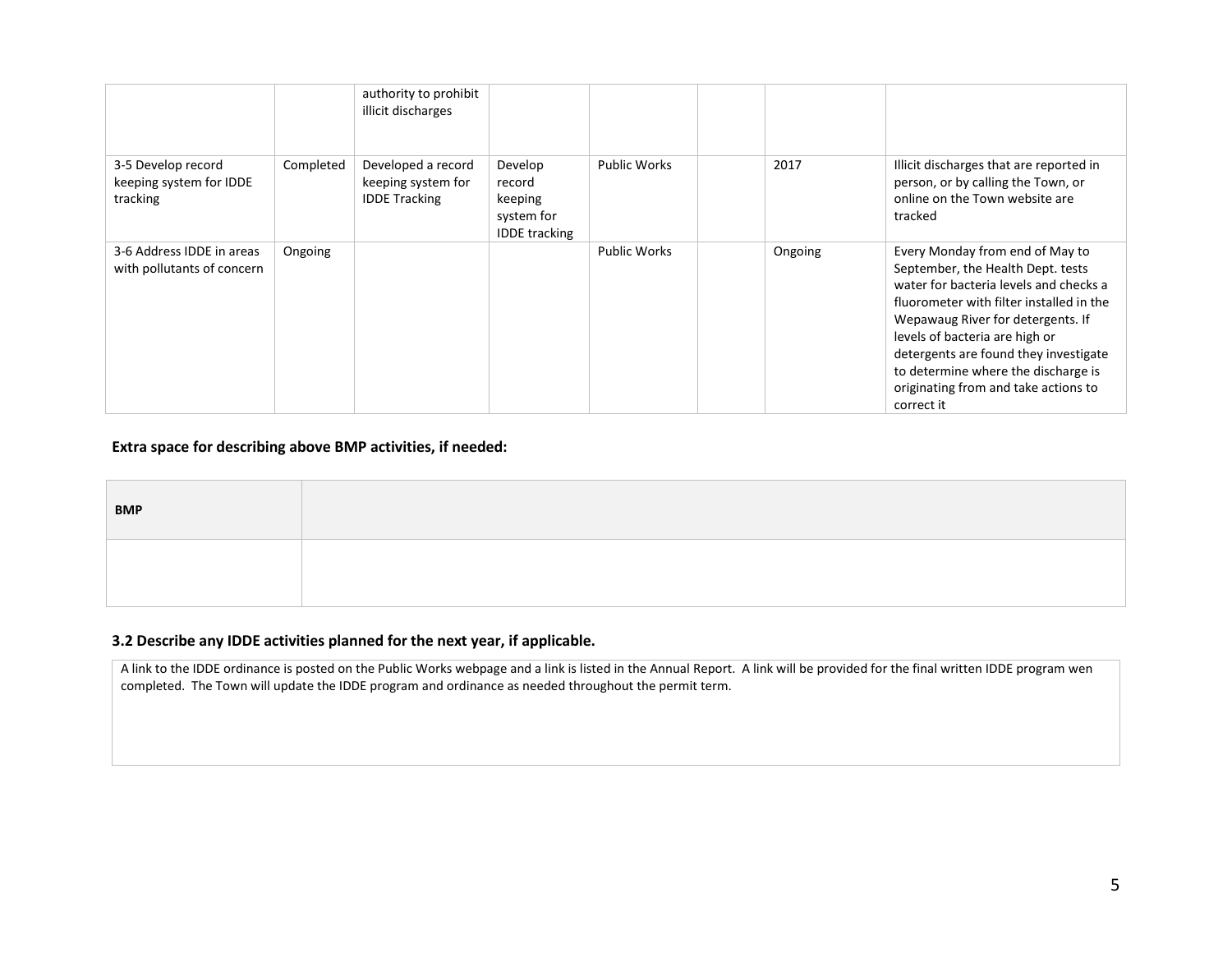| | | | | | | | |
|---|---|---|---|---|---|---|---|
| | | authority to prohibit illicit discharges | | | | | |
| 3-5 Develop record keeping system for IDDE tracking | Completed | Developed a record keeping system for IDDE Tracking | Develop record keeping system for IDDE tracking | Public Works | | 2017 | Illicit discharges that are reported in person, or by calling the Town, or online on the Town website are tracked |
| 3-6 Address IDDE in areas with pollutants of concern | Ongoing | | | Public Works | | Ongoing | Every Monday from end of May to September, the Health Dept. tests water for bacteria levels and checks a fluorometer with filter installed in the Wepawaug River for detergents. If levels of bacteria are high or detergents are found they investigate to determine where the discharge is originating from and take actions to correct it |

**Extra space for describing above BMP activities, if needed:**

| BMP | |
|---|---|
| | |

### 3.2 Describe any IDDE activities planned for the next year, if applicable.

A link to the IDDE ordinance is posted on the Public Works webpage and a link is listed in the Annual Report. A link will be provided for the final written IDDE program wen completed. The Town will update the IDDE program and ordinance as needed throughout the permit term.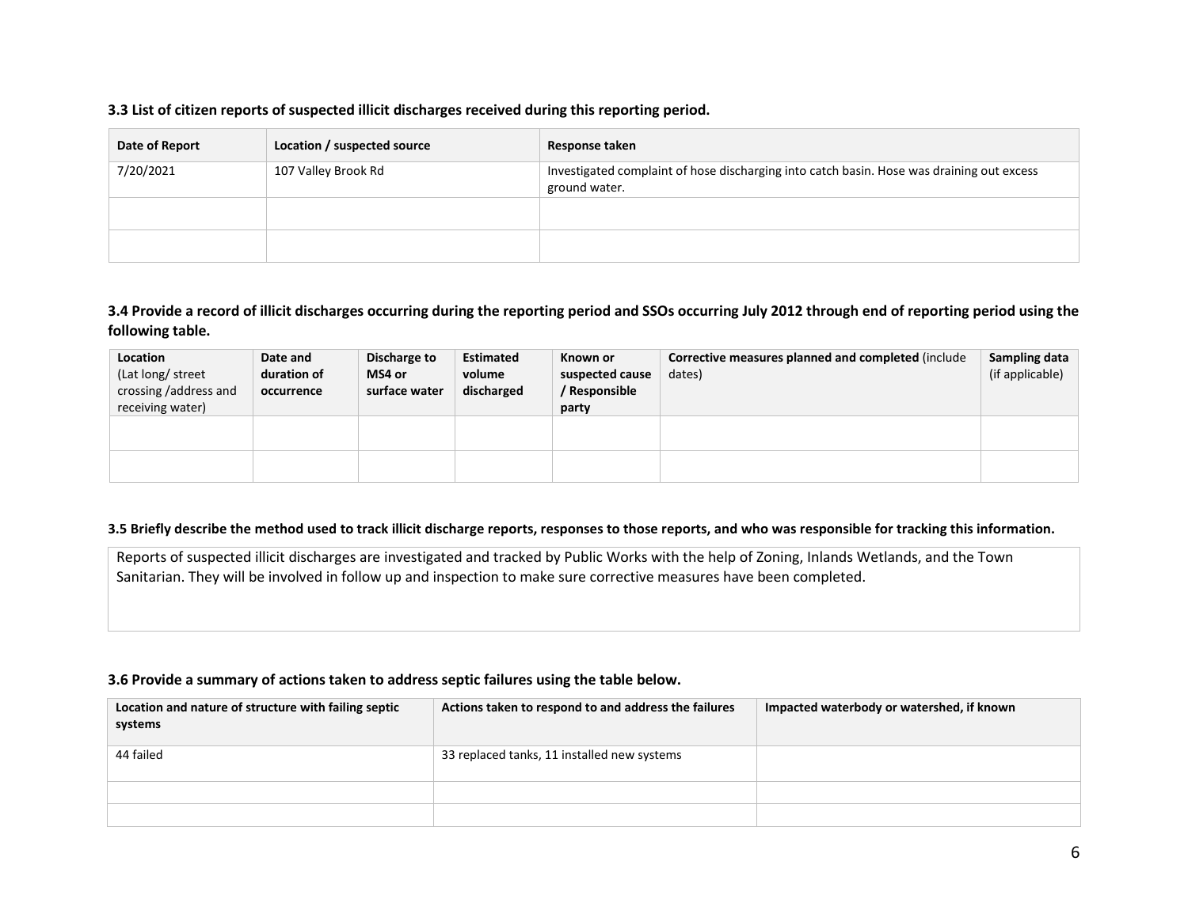### 3.3 List of citizen reports of suspected illicit discharges received during this reporting period.

| Date of Report | Location / suspected source | Response taken |
|---|---|---|
| 7/20/2021 | 107 Valley Brook Rd | Investigated complaint of hose discharging into catch basin. Hose was draining out excess ground water. |
| | | |
| | | |

### 3.4 Provide a record of illicit discharges occurring during the reporting period and SSOs occurring July 2012 through end of reporting period using the following table.

| **Location** (Lat long/ street crossing /address and receiving water) | **Date and duration of occurrence** | **Discharge to MS4 or surface water** | **Estimated volume discharged** | **Known or suspected cause / Responsible party** | **Corrective measures planned and completed** (include dates) | **Sampling data** (if applicable) |
|---|---|---|---|---|---|---|
| | | | | | | |
| | | | | | | |

### 3.5 Briefly describe the method used to track illicit discharge reports, responses to those reports, and who was responsible for tracking this information.

Reports of suspected illicit discharges are investigated and tracked by Public Works with the help of Zoning, Inlands Wetlands, and the Town Sanitarian. They will be involved in follow up and inspection to make sure corrective measures have been completed.

### 3.6 Provide a summary of actions taken to address septic failures using the table below.

| Location and nature of structure with failing septic systems | Actions taken to respond to and address the failures | Impacted waterbody or watershed, if known |
|---|---|---|
| 44 failed | 33 replaced tanks, 11 installed new systems | |
| | | |
| | | |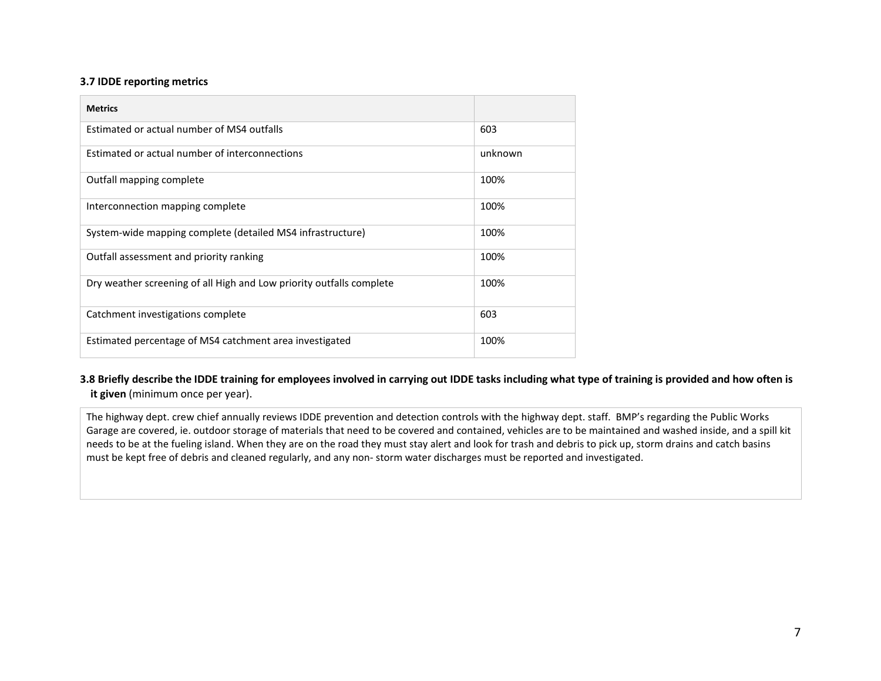### 3.7 IDDE reporting metrics

| Metrics | |
|---|---|
| Estimated or actual number of MS4 outfalls | 603 |
| Estimated or actual number of interconnections | unknown |
| Outfall mapping complete | 100% |
| Interconnection mapping complete | 100% |
| System-wide mapping complete (detailed MS4 infrastructure) | 100% |
| Outfall assessment and priority ranking | 100% |
| Dry weather screening of all High and Low priority outfalls complete | 100% |
| Catchment investigations complete | 603 |
| Estimated percentage of MS4 catchment area investigated | 100% |

### 3.8 Briefly describe the IDDE training for employees involved in carrying out IDDE tasks including what type of training is provided and how often is it given (minimum once per year).

The highway dept. crew chief annually reviews IDDE prevention and detection controls with the highway dept. staff. BMP's regarding the Public Works Garage are covered, ie. outdoor storage of materials that need to be covered and contained, vehicles are to be maintained and washed inside, and a spill kit needs to be at the fueling island. When they are on the road they must stay alert and look for trash and debris to pick up, storm drains and catch basins must be kept free of debris and cleaned regularly, and any non- storm water discharges must be reported and investigated.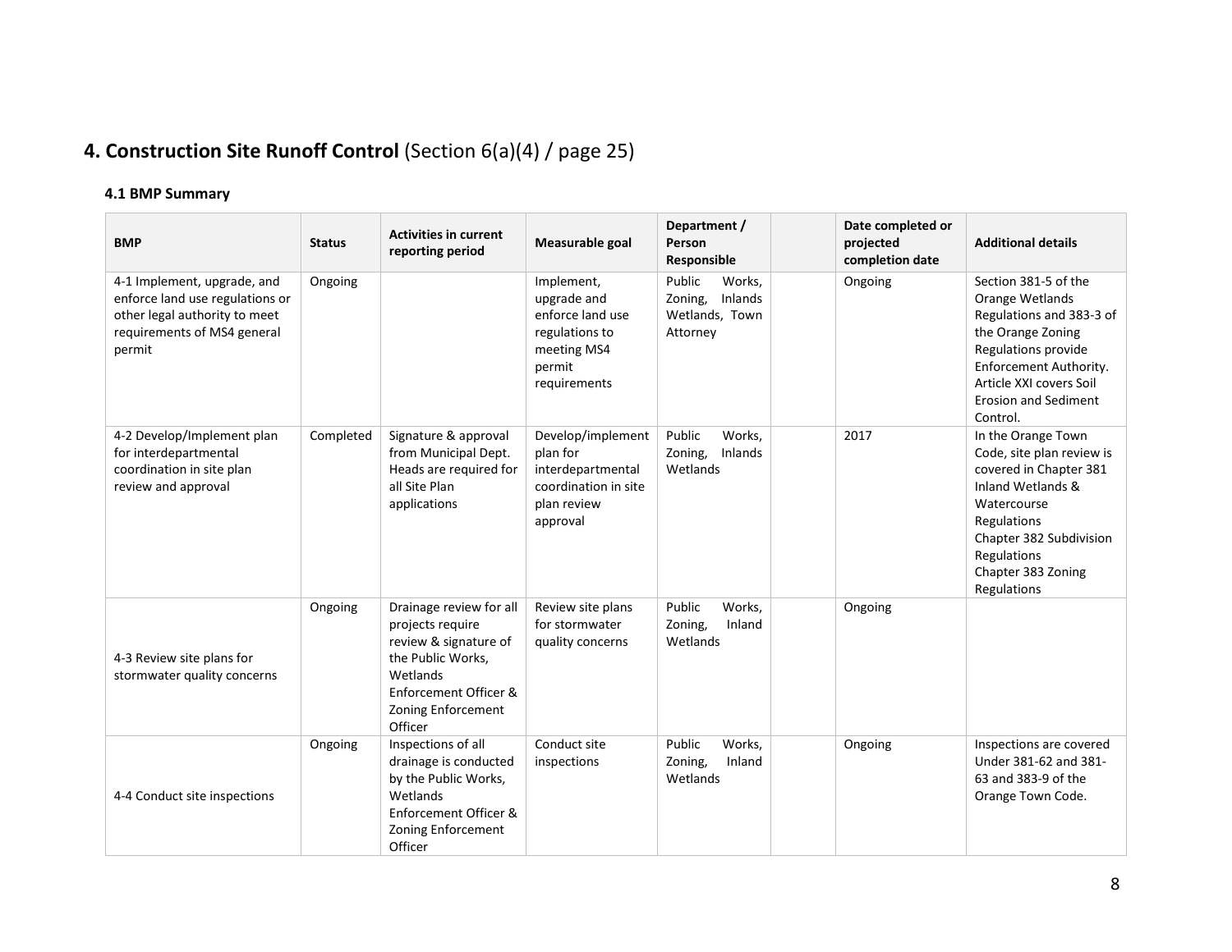## 4. Construction Site Runoff Control (Section 6(a)(4) / page 25)

### 4.1 BMP Summary

| BMP | Status | Activities in current reporting period | Measurable goal | Department / Person Responsible | | Date completed or projected completion date | Additional details |
|---|---|---|---|---|---|---|---|
| 4-1 Implement, upgrade, and enforce land use regulations or other legal authority to meet requirements of MS4 general permit | Ongoing | | Implement, upgrade and enforce land use regulations to meeting MS4 permit requirements | Public Works, Zoning, Inlands Wetlands, Town Attorney | | Ongoing | Section 381-5 of the Orange Wetlands Regulations and 383-3 of the Orange Zoning Regulations provide Enforcement Authority. Article XXI covers Soil Erosion and Sediment Control. |
| 4-2 Develop/Implement plan for interdepartmental coordination in site plan review and approval | Completed | Signature & approval from Municipal Dept. Heads are required for all Site Plan applications | Develop/implement plan for interdepartmental coordination in site plan review approval | Public Works, Zoning, Inlands Wetlands | | 2017 | In the Orange Town Code, site plan review is covered in Chapter 381 Inland Wetlands & Watercourse Regulations Chapter 382 Subdivision Regulations Chapter 383 Zoning Regulations |
| 4-3 Review site plans for stormwater quality concerns | Ongoing | Drainage review for all projects require review & signature of the Public Works, Wetlands Enforcement Officer & Zoning Enforcement Officer | Review site plans for stormwater quality concerns | Public Works, Zoning, Inland Wetlands | | Ongoing | |
| 4-4 Conduct site inspections | Ongoing | Inspections of all drainage is conducted by the Public Works, Wetlands Enforcement Officer & Zoning Enforcement Officer | Conduct site inspections | Public Works, Zoning, Inland Wetlands | | Ongoing | Inspections are covered Under 381-62 and 381-63 and 383-9 of the Orange Town Code. |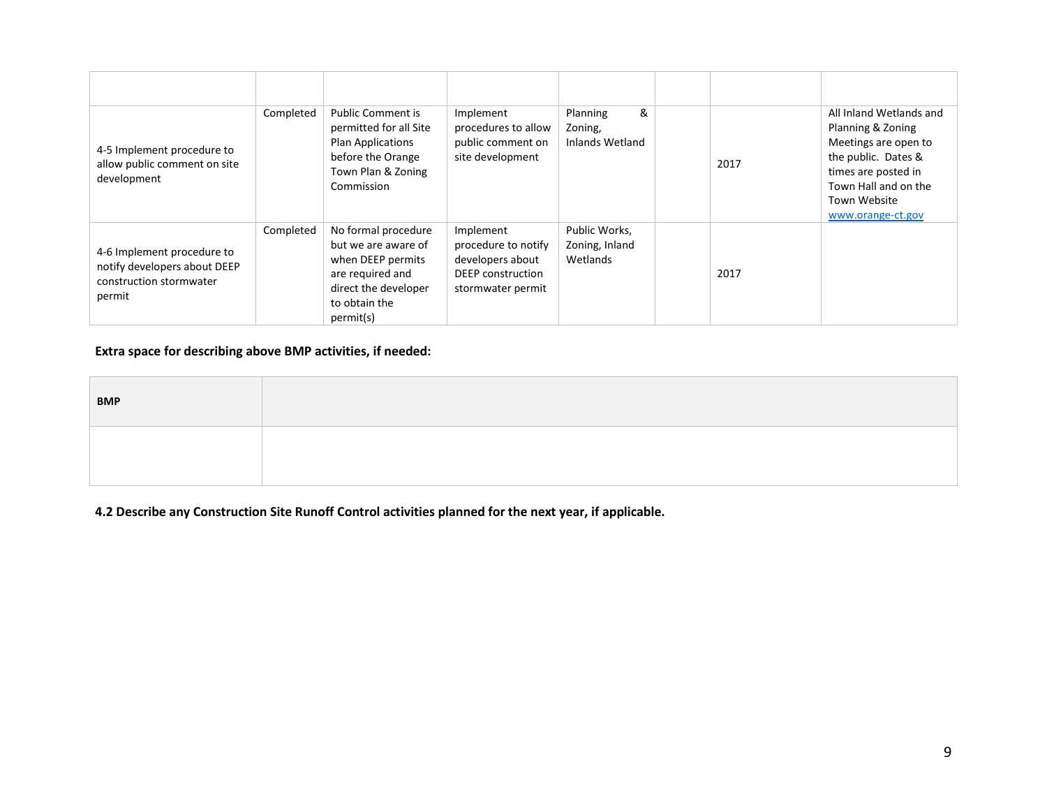| | | | | | | | |
|---|---|---|---|---|---|---|---|
| 4-5 Implement procedure to allow public comment on site development | Completed | Public Comment is permitted for all Site Plan Applications before the Orange Town Plan & Zoning Commission | Implement procedures to allow public comment on site development | Planning & Zoning, Inlands Wetland | | 2017 | All Inland Wetlands and Planning & Zoning Meetings are open to the public. Dates & times are posted in Town Hall and on the Town Website www.orange-ct.gov |
| 4-6 Implement procedure to notify developers about DEEP construction stormwater permit | Completed | No formal procedure but we are aware of when DEEP permits are required and direct the developer to obtain the permit(s) | Implement procedure to notify developers about DEEP construction stormwater permit | Public Works, Zoning, Inland Wetlands | | 2017 | |

**Extra space for describing above BMP activities, if needed:**

| BMP | |
|---|---|
| | |

**4.2 Describe any Construction Site Runoff Control activities planned for the next year, if applicable.**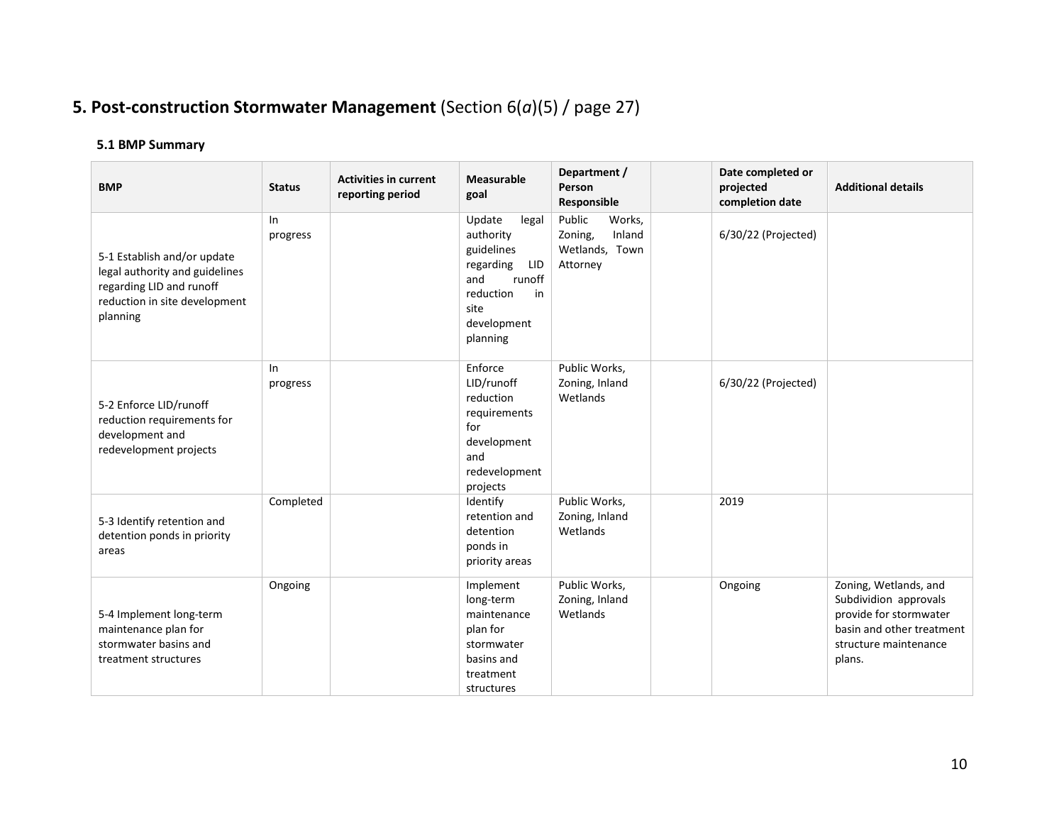## 5. Post-construction Stormwater Management (Section 6(*a*)(5) / page 27)

### 5.1 BMP Summary

| BMP | Status | Activities in current reporting period | Measurable goal | Department / Person Responsible | | Date completed or projected completion date | Additional details |
|---|---|---|---|---|---|---|---|
| 5-1 Establish and/or update legal authority and guidelines regarding LID and runoff reduction in site development planning | In progress | | Update legal authority guidelines regarding LID and runoff reduction in site development planning | Public Works, Zoning, Inland Wetlands, Town Attorney | | 6/30/22 (Projected) | |
| 5-2 Enforce LID/runoff reduction requirements for development and redevelopment projects | In progress | | Enforce LID/runoff reduction requirements for development and redevelopment projects | Public Works, Zoning, Inland Wetlands | | 6/30/22 (Projected) | |
| 5-3 Identify retention and detention ponds in priority areas | Completed | | Identify retention and detention ponds in priority areas | Public Works, Zoning, Inland Wetlands | | 2019 | |
| 5-4 Implement long-term maintenance plan for stormwater basins and treatment structures | Ongoing | | Implement long-term maintenance plan for stormwater basins and treatment structures | Public Works, Zoning, Inland Wetlands | | Ongoing | Zoning, Wetlands, and Subdividion approvals provide for stormwater basin and other treatment structure maintenance plans. |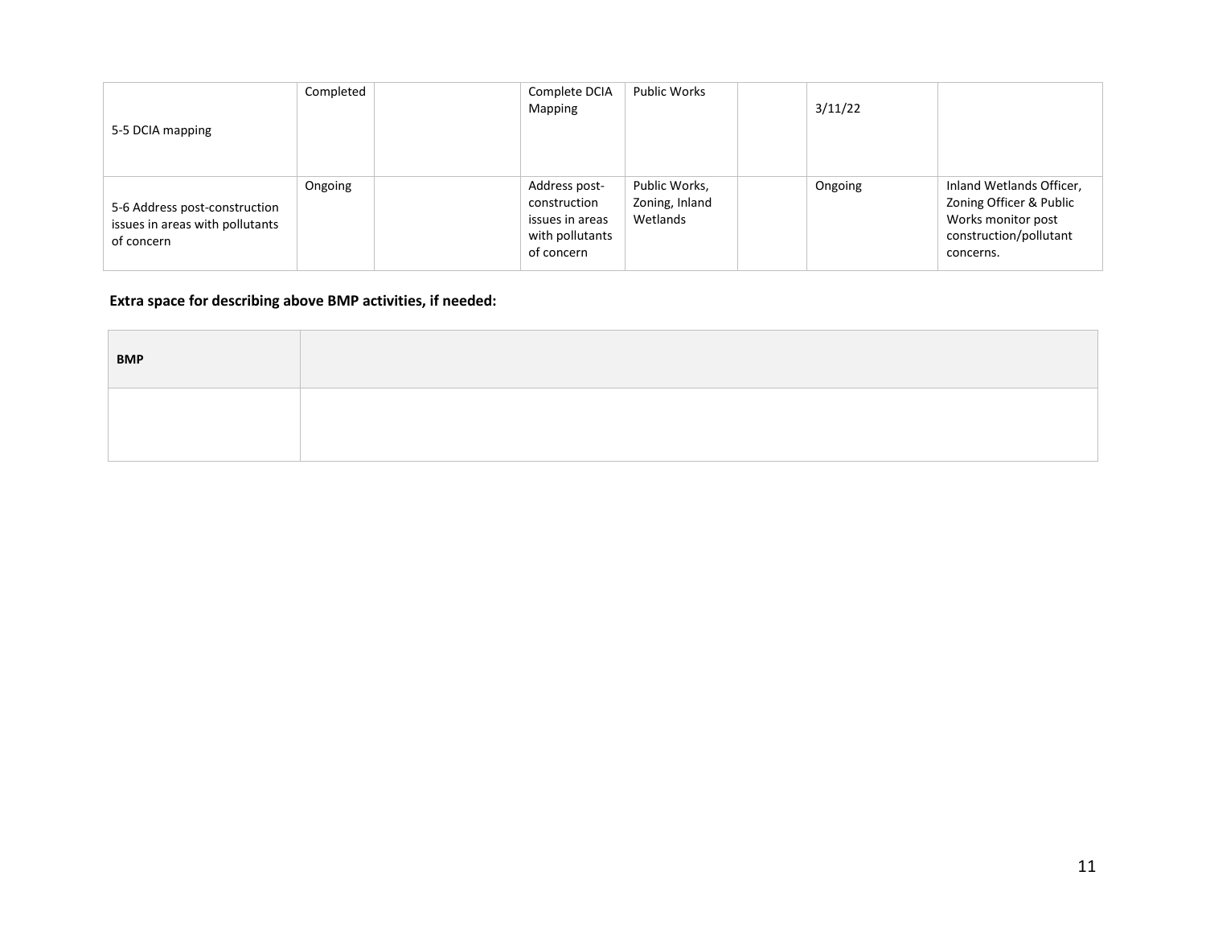| | | | | | | | |
|---|---|---|---|---|---|---|---|
| 5-5 DCIA mapping | Completed | | Complete DCIA Mapping | Public Works | | 3/11/22 | |
| 5-6 Address post-construction issues in areas with pollutants of concern | Ongoing | | Address post-construction issues in areas with pollutants of concern | Public Works, Zoning, Inland Wetlands | | Ongoing | Inland Wetlands Officer, Zoning Officer & Public Works monitor post construction/pollutant concerns. |

**Extra space for describing above BMP activities, if needed:**

| **BMP** | |
|---|---|
| | |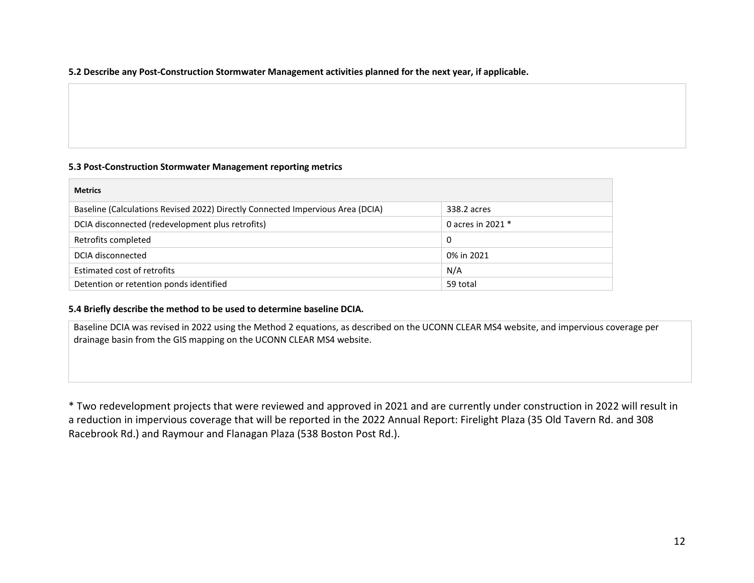**5.2 Describe any Post-Construction Stormwater Management activities planned for the next year, if applicable.**

**5.3 Post-Construction Stormwater Management reporting metrics**

| Metrics | |
|---|---|
| Baseline (Calculations Revised 2022) Directly Connected Impervious Area (DCIA) | 338.2 acres |
| DCIA disconnected (redevelopment plus retrofits) | 0 acres in 2021 * |
| Retrofits completed | 0 |
| DCIA disconnected | 0% in 2021 |
| Estimated cost of retrofits | N/A |
| Detention or retention ponds identified | 59 total |

**5.4 Briefly describe the method to be used to determine baseline DCIA.**

Baseline DCIA was revised in 2022 using the Method 2 equations, as described on the UCONN CLEAR MS4 website, and impervious coverage per drainage basin from the GIS mapping on the UCONN CLEAR MS4 website.

* Two redevelopment projects that were reviewed and approved in 2021 and are currently under construction in 2022 will result in a reduction in impervious coverage that will be reported in the 2022 Annual Report: Firelight Plaza (35 Old Tavern Rd. and 308 Racebrook Rd.) and Raymour and Flanagan Plaza (538 Boston Post Rd.).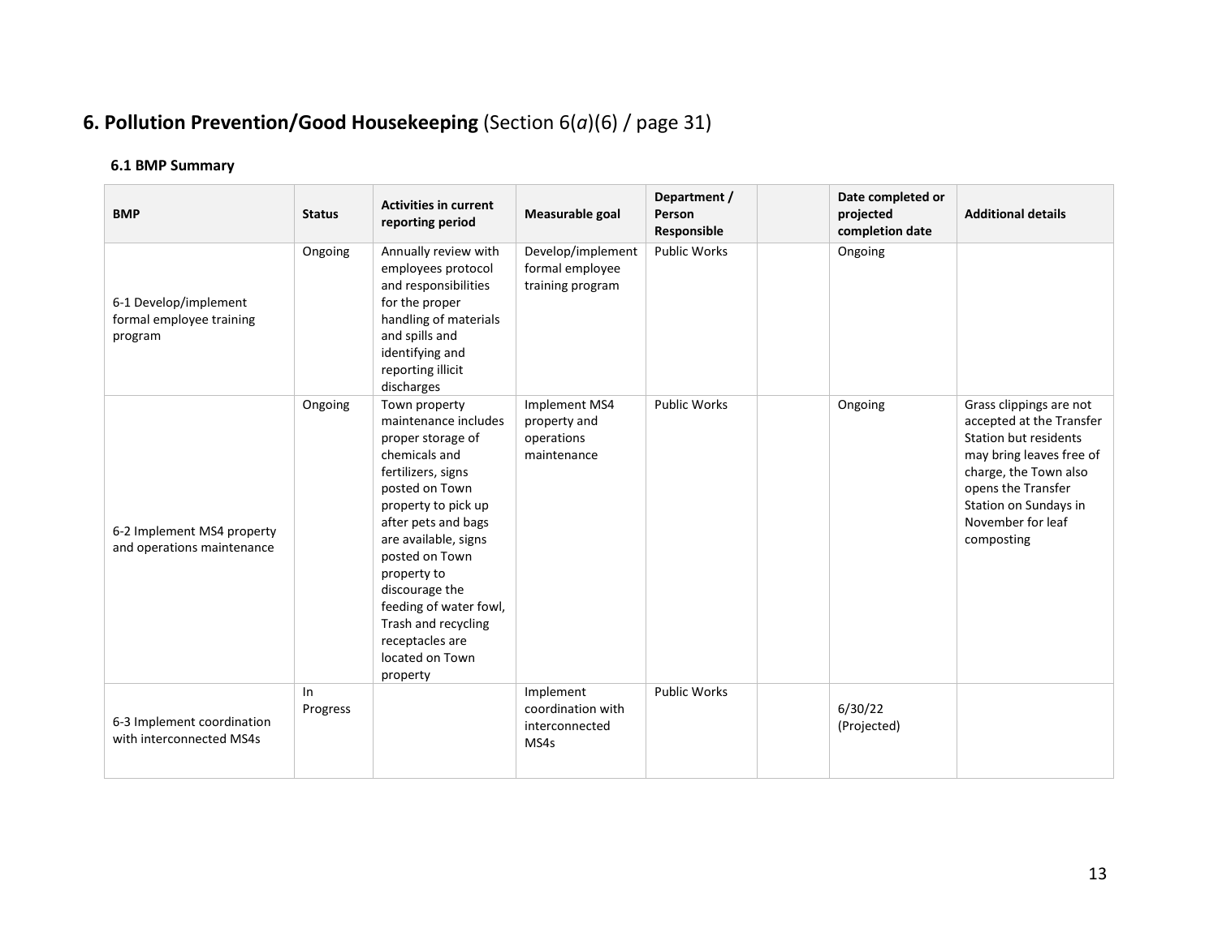# 6. Pollution Prevention/Good Housekeeping (Section 6(*a*)(6) / page 31)

### 6.1 BMP Summary

| BMP | Status | Activities in current reporting period | Measurable goal | Department / Person Responsible | | Date completed or projected completion date | Additional details |
|---|---|---|---|---|---|---|---|
| 6-1 Develop/implement formal employee training program | Ongoing | Annually review with employees protocol and responsibilities for the proper handling of materials and spills and identifying and reporting illicit discharges | Develop/implement formal employee training program | Public Works | | Ongoing | |
| 6-2 Implement MS4 property and operations maintenance | Ongoing | Town property maintenance includes proper storage of chemicals and fertilizers, signs posted on Town property to pick up after pets and bags are available, signs posted on Town property to discourage the feeding of water fowl, Trash and recycling receptacles are located on Town property | Implement MS4 property and operations maintenance | Public Works | | Ongoing | Grass clippings are not accepted at the Transfer Station but residents may bring leaves free of charge, the Town also opens the Transfer Station on Sundays in November for leaf composting |
| 6-3 Implement coordination with interconnected MS4s | In Progress | | Implement coordination with interconnected MS4s | Public Works | | 6/30/22 (Projected) | |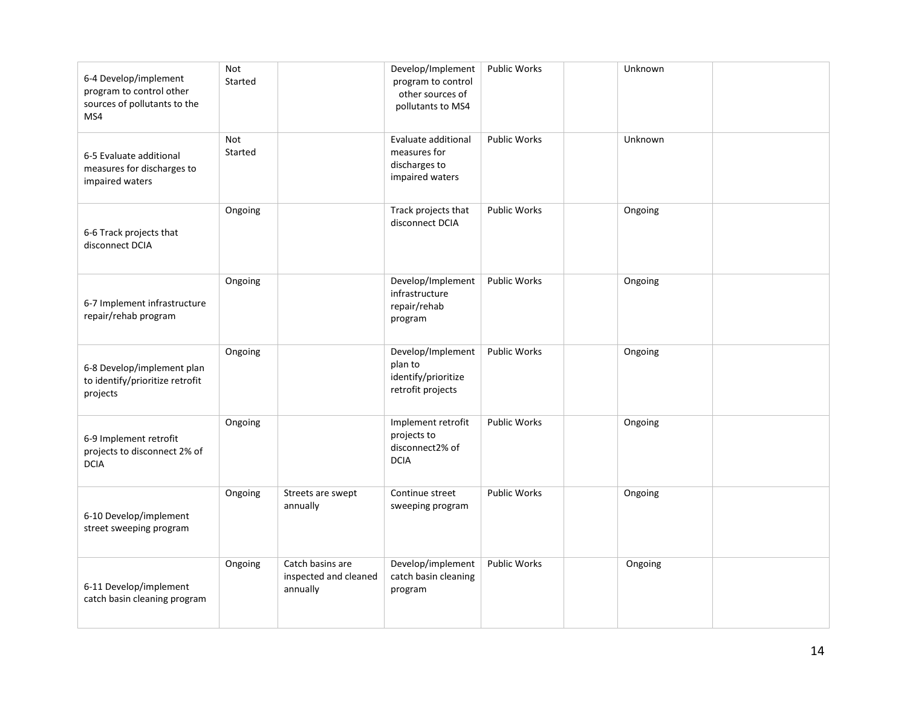| | | | | | | | |
|---|---|---|---|---|---|---|---|
| 6-4 Develop/implement program to control other sources of pollutants to the MS4 | Not Started | | Develop/Implement program to control other sources of pollutants to MS4 | Public Works | | Unknown | |
| 6-5 Evaluate additional measures for discharges to impaired waters | Not Started | | Evaluate additional measures for discharges to impaired waters | Public Works | | Unknown | |
| 6-6 Track projects that disconnect DCIA | Ongoing | | Track projects that disconnect DCIA | Public Works | | Ongoing | |
| 6-7 Implement infrastructure repair/rehab program | Ongoing | | Develop/Implement infrastructure repair/rehab program | Public Works | | Ongoing | |
| 6-8 Develop/implement plan to identify/prioritize retrofit projects | Ongoing | | Develop/Implement plan to identify/prioritize retrofit projects | Public Works | | Ongoing | |
| 6-9 Implement retrofit projects to disconnect 2% of DCIA | Ongoing | | Implement retrofit projects to disconnect2% of DCIA | Public Works | | Ongoing | |
| 6-10 Develop/implement street sweeping program | Ongoing | Streets are swept annually | Continue street sweeping program | Public Works | | Ongoing | |
| 6-11 Develop/implement catch basin cleaning program | Ongoing | Catch basins are inspected and cleaned annually | Develop/implement catch basin cleaning program | Public Works | | Ongoing | |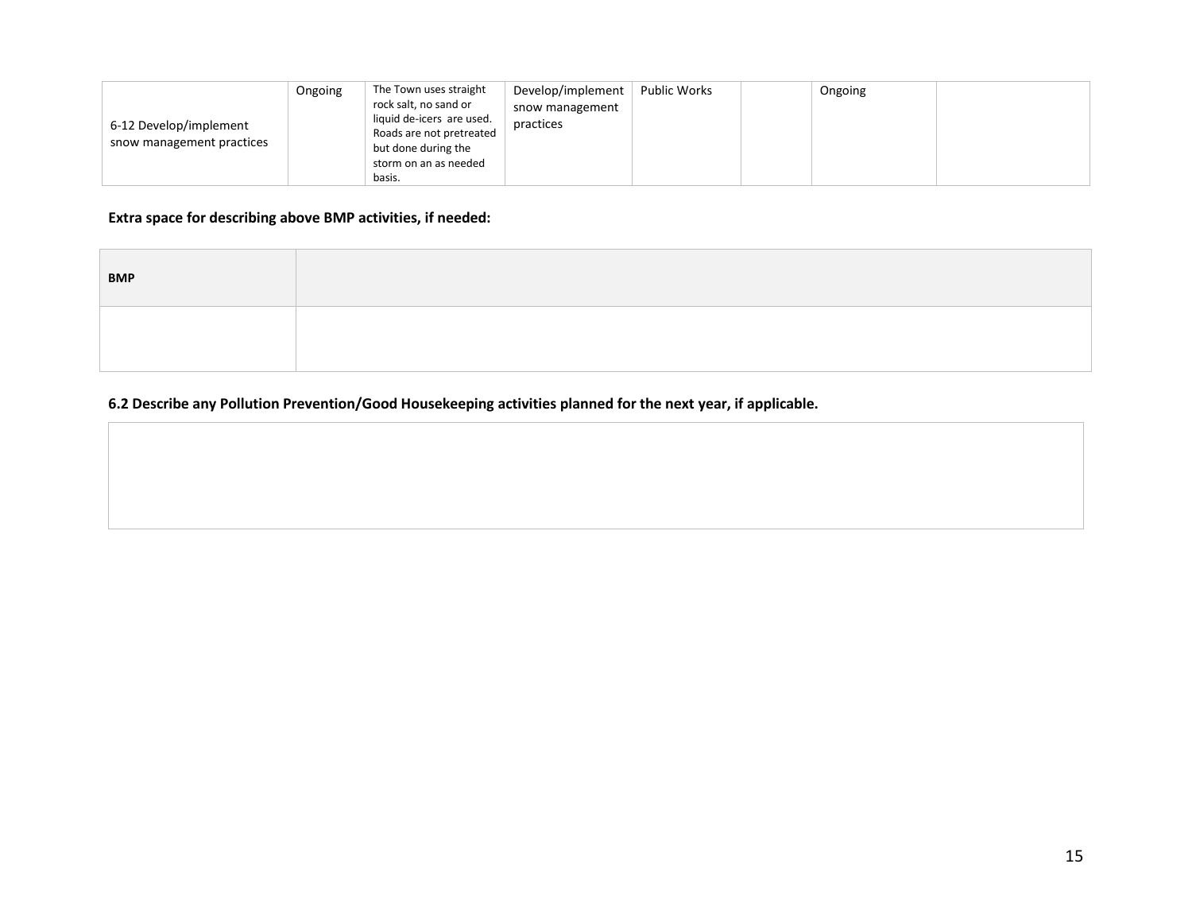| | | | | | | | |
|---|---|---|---|---|---|---|---|
| 6-12 Develop/implement snow management practices | Ongoing | The Town uses straight rock salt, no sand or liquid de-icers are used. Roads are not pretreated but done during the storm on an as needed basis. | Develop/implement snow management practices | Public Works | | Ongoing | |

**Extra space for describing above BMP activities, if needed:**

| BMP | |
|---|---|
| | |

**6.2 Describe any Pollution Prevention/Good Housekeeping activities planned for the next year, if applicable.**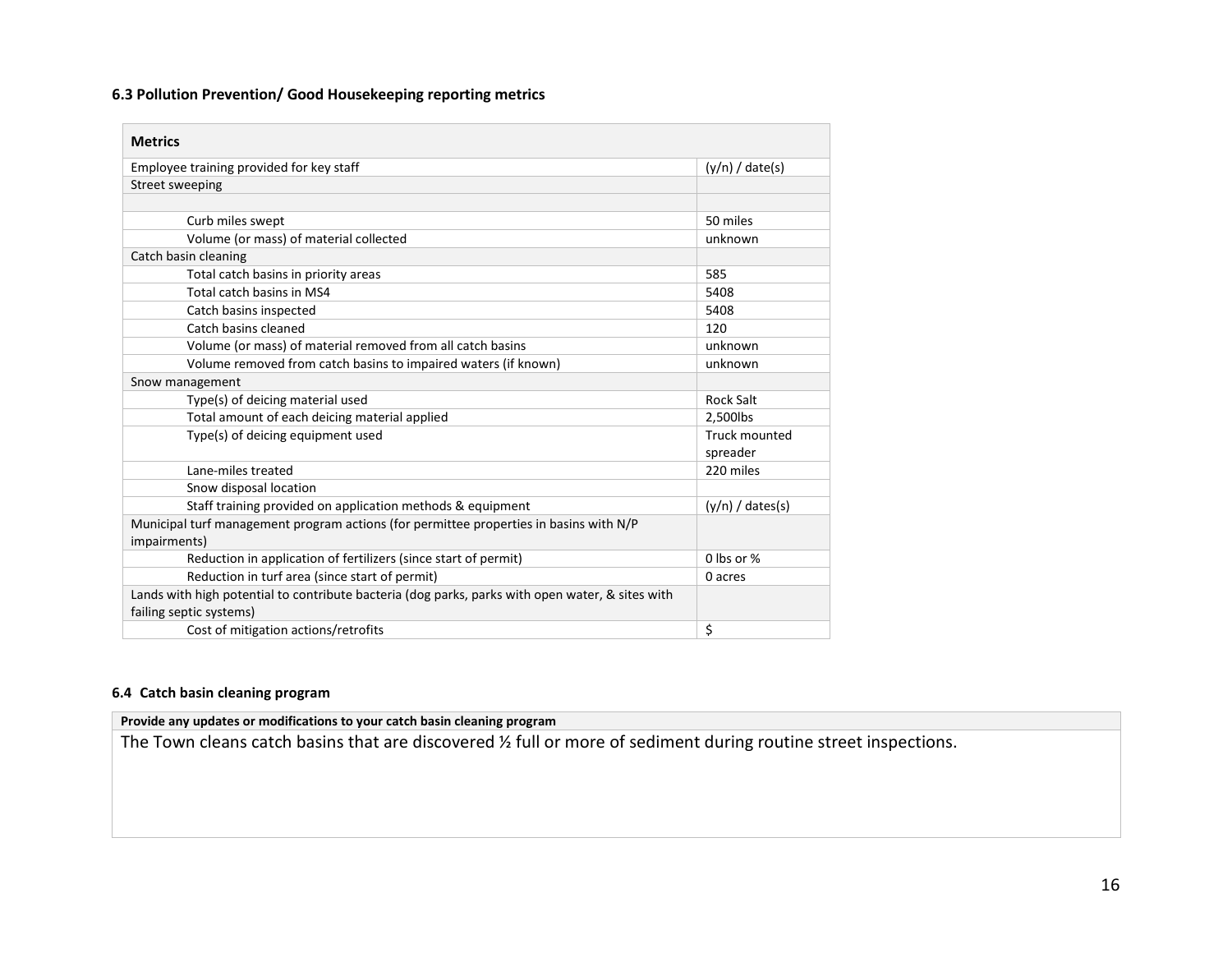### 6.3 Pollution Prevention/ Good Housekeeping reporting metrics

| Metrics | |
|---|---|
| Employee training provided for key staff | (y/n) / date(s) |
| Street sweeping | |
| | |
| Curb miles swept | 50 miles |
| Volume (or mass) of material collected | unknown |
| Catch basin cleaning | |
| Total catch basins in priority areas | 585 |
| Total catch basins in MS4 | 5408 |
| Catch basins inspected | 5408 |
| Catch basins cleaned | 120 |
| Volume (or mass) of material removed from all catch basins | unknown |
| Volume removed from catch basins to impaired waters (if known) | unknown |
| Snow management | |
| Type(s) of deicing material used | Rock Salt |
| Total amount of each deicing material applied | 2,500lbs |
| Type(s) of deicing equipment used | Truck mounted spreader |
| Lane-miles treated | 220 miles |
| Snow disposal location | |
| Staff training provided on application methods & equipment | (y/n) / dates(s) |
| Municipal turf management program actions (for permittee properties in basins with N/P impairments) | |
| Reduction in application of fertilizers (since start of permit) | 0 lbs or % |
| Reduction in turf area (since start of permit) | 0 acres |
| Lands with high potential to contribute bacteria (dog parks, parks with open water, & sites with failing septic systems) | |
| Cost of mitigation actions/retrofits | $ |

### 6.4 Catch basin cleaning program

| Provide any updates or modifications to your catch basin cleaning program |
|---|
| The Town cleans catch basins that are discovered ½ full or more of sediment during routine street inspections. |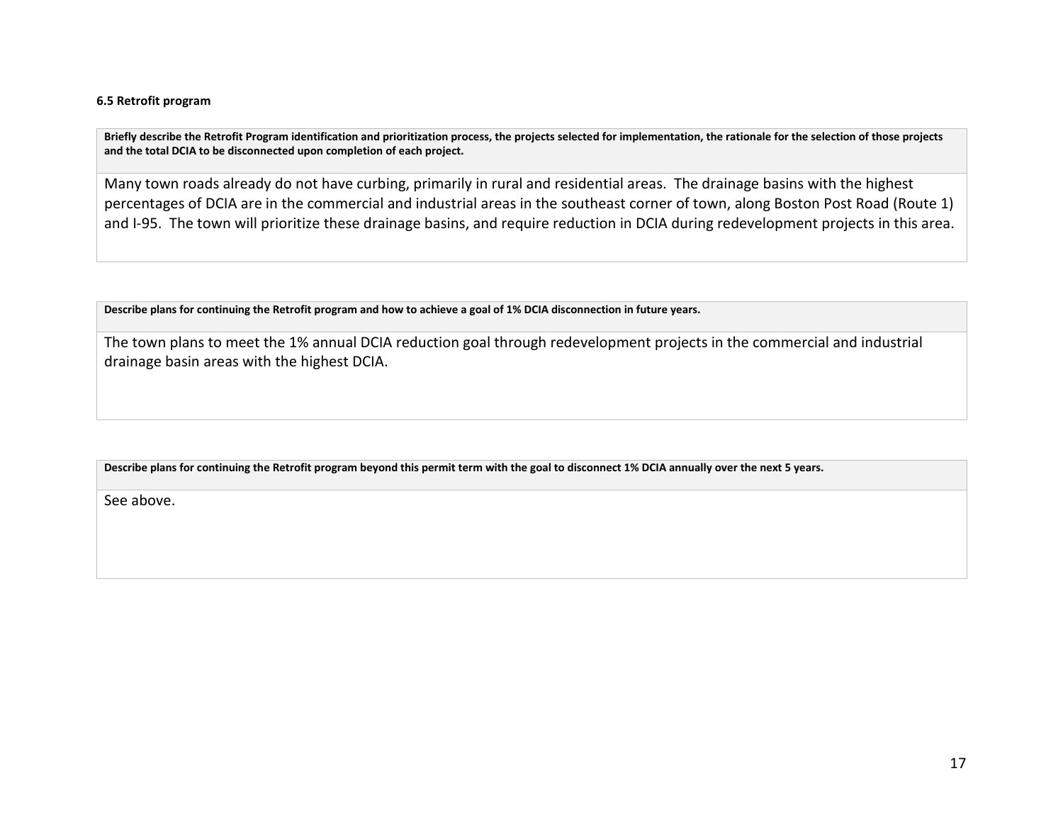**6.5 Retrofit program**

| **Briefly describe the Retrofit Program identification and prioritization process, the projects selected for implementation, the rationale for the selection of those projects and the total DCIA to be disconnected upon completion of each project.** |
| --- |
| Many town roads already do not have curbing, primarily in rural and residential areas. The drainage basins with the highest percentages of DCIA are in the commercial and industrial areas in the southeast corner of town, along Boston Post Road (Route 1) and I-95. The town will prioritize these drainage basins, and require reduction in DCIA during redevelopment projects in this area. |

| **Describe plans for continuing the Retrofit program and how to achieve a goal of 1% DCIA disconnection in future years.** |
| --- |
| The town plans to meet the 1% annual DCIA reduction goal through redevelopment projects in the commercial and industrial drainage basin areas with the highest DCIA. |

| **Describe plans for continuing the Retrofit program beyond this permit term with the goal to disconnect 1% DCIA annually over the next 5 years.** |
| --- |
| See above. |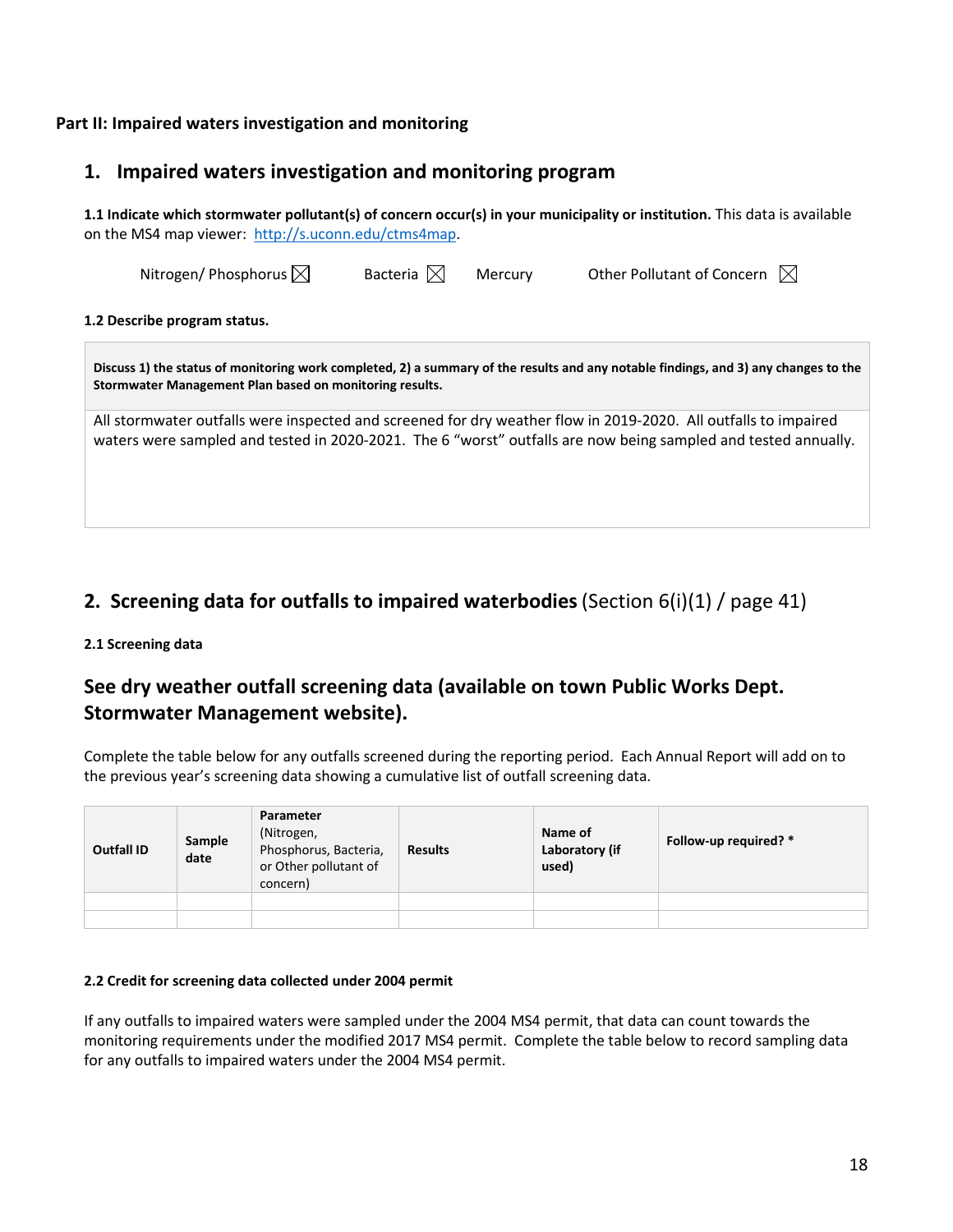**Part II: Impaired waters investigation and monitoring**

## 1. Impaired waters investigation and monitoring program

**1.1 Indicate which stormwater pollutant(s) of concern occur(s) in your municipality or institution.** This data is available on the MS4 map viewer: http://s.uconn.edu/ctms4map.

Nitrogen/ Phosphorus ☒ Bacteria ☒ Mercury Other Pollutant of Concern ☒

**1.2 Describe program status.**

| **Discuss 1) the status of monitoring work completed, 2) a summary of the results and any notable findings, and 3) any changes to the Stormwater Management Plan based on monitoring results.** |
|---|
| All stormwater outfalls were inspected and screened for dry weather flow in 2019-2020. All outfalls to impaired waters were sampled and tested in 2020-2021. The 6 "worst" outfalls are now being sampled and tested annually. |

## 2. Screening data for outfalls to impaired waterbodies (Section 6(i)(1) / page 41)

**2.1 Screening data**

### See dry weather outfall screening data (available on town Public Works Dept. Stormwater Management website).

Complete the table below for any outfalls screened during the reporting period. Each Annual Report will add on to the previous year's screening data showing a cumulative list of outfall screening data.

| Outfall ID | Sample date | Parameter (Nitrogen, Phosphorus, Bacteria, or Other pollutant of concern) | Results | Name of Laboratory (if used) | Follow-up required? * |
|---|---|---|---|---|---|
| | | | | | |
| | | | | | |

**2.2 Credit for screening data collected under 2004 permit**

If any outfalls to impaired waters were sampled under the 2004 MS4 permit, that data can count towards the monitoring requirements under the modified 2017 MS4 permit. Complete the table below to record sampling data for any outfalls to impaired waters under the 2004 MS4 permit.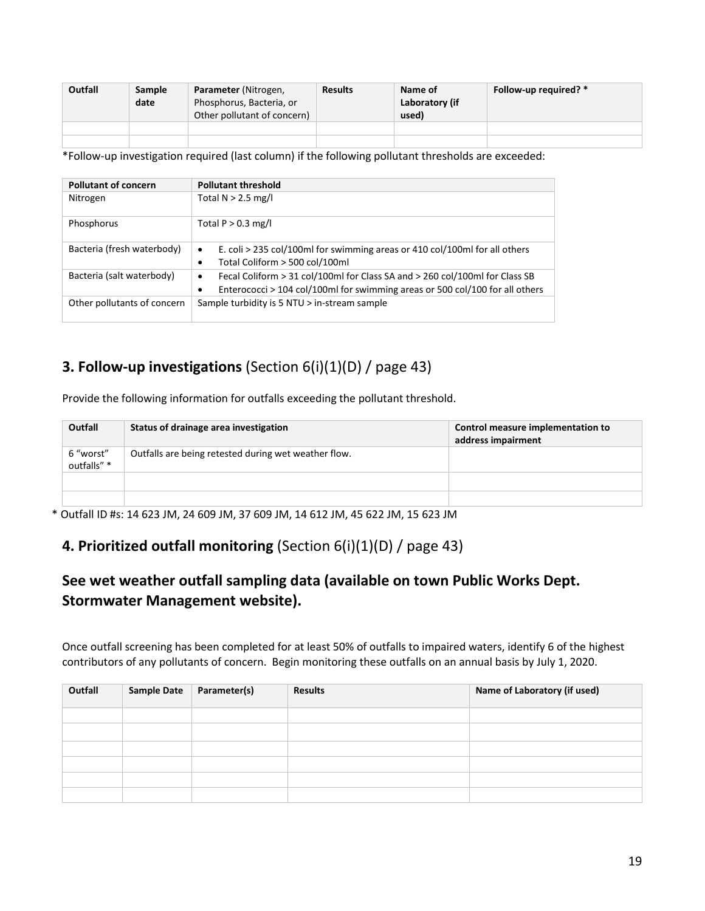| Outfall | Sample date | Parameter (Nitrogen, Phosphorus, Bacteria, or Other pollutant of concern) | Results | Name of Laboratory (if used) | Follow-up required? * |
|---|---|---|---|---|---|
| | | | | | |
| | | | | | |

*Follow-up investigation required (last column) if the following pollutant thresholds are exceeded:

| Pollutant of concern | Pollutant threshold |
|---|---|
| Nitrogen | Total N > 2.5 mg/l |
| Phosphorus | Total P > 0.3 mg/l |
| Bacteria (fresh waterbody) | • E. coli > 235 col/100ml for swimming areas or 410 col/100ml for all others<br>• Total Coliform > 500 col/100ml |
| Bacteria (salt waterbody) | • Fecal Coliform > 31 col/100ml for Class SA and > 260 col/100ml for Class SB<br>• Enterococci > 104 col/100ml for swimming areas or 500 col/100 for all others |
| Other pollutants of concern | Sample turbidity is 5 NTU > in-stream sample |

## 3. Follow-up investigations (Section 6(i)(1)(D) / page 43)

Provide the following information for outfalls exceeding the pollutant threshold.

| Outfall | Status of drainage area investigation | Control measure implementation to address impairment |
|---|---|---|
| 6 "worst" outfalls" * | Outfalls are being retested during wet weather flow. | |
| | | |
| | | |

* Outfall ID #s: 14 623 JM, 24 609 JM, 37 609 JM, 14 612 JM, 45 622 JM, 15 623 JM

## 4. Prioritized outfall monitoring (Section 6(i)(1)(D) / page 43)

## See wet weather outfall sampling data (available on town Public Works Dept. Stormwater Management website).

Once outfall screening has been completed for at least 50% of outfalls to impaired waters, identify 6 of the highest contributors of any pollutants of concern. Begin monitoring these outfalls on an annual basis by July 1, 2020.

| Outfall | Sample Date | Parameter(s) | Results | Name of Laboratory (if used) |
|---|---|---|---|---|
| | | | | |
| | | | | |
| | | | | |
| | | | | |
| | | | | |
| | | | | |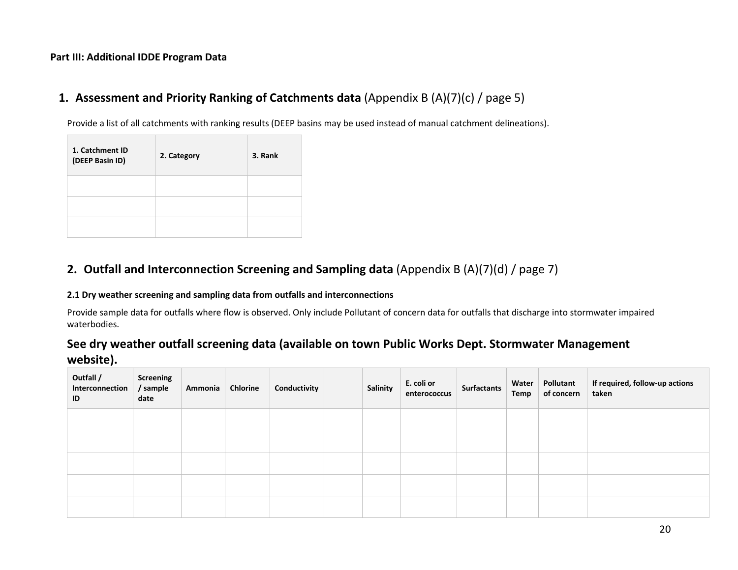**Part III: Additional IDDE Program Data**

## 1. **Assessment and Priority Ranking of Catchments data** (Appendix B (A)(7)(c) / page 5)

Provide a list of all catchments with ranking results (DEEP basins may be used instead of manual catchment delineations).

| 1. Catchment ID (DEEP Basin ID) | 2. Category | 3. Rank |
|---|---|---|
| | | |
| | | |
| | | |

## 2. **Outfall and Interconnection Screening and Sampling data** (Appendix B (A)(7)(d) / page 7)

### 2.1 Dry weather screening and sampling data from outfalls and interconnections

Provide sample data for outfalls where flow is observed. Only include Pollutant of concern data for outfalls that discharge into stormwater impaired waterbodies.

### See dry weather outfall screening data (available on town Public Works Dept. Stormwater Management website).

| Outfall / Interconnection ID | Screening / sample date | Ammonia | Chlorine | Conductivity | | Salinity | E. coli or enterococcus | Surfactants | Water Temp | Pollutant of concern | If required, follow-up actions taken |
|---|---|---|---|---|---|---|---|---|---|---|---|
| | | | | | | | | | | | |
| | | | | | | | | | | | |
| | | | | | | | | | | | |
| | | | | | | | | | | | |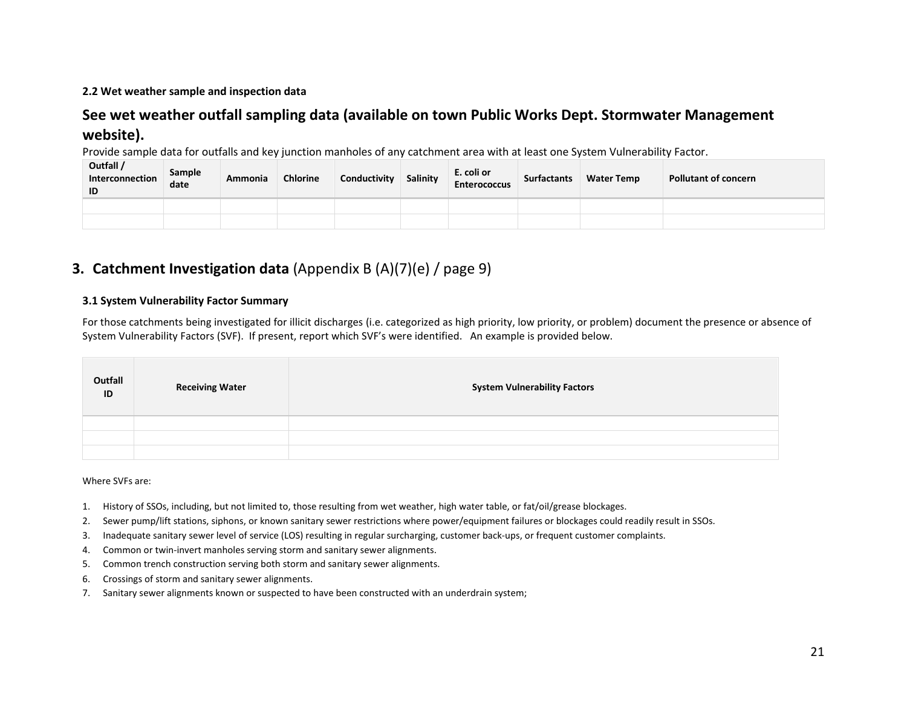**2.2 Wet weather sample and inspection data**

## See wet weather outfall sampling data (available on town Public Works Dept. Stormwater Management website).

Provide sample data for outfalls and key junction manholes of any catchment area with at least one System Vulnerability Factor.

| Outfall / Interconnection ID | Sample date | Ammonia | Chlorine | Conductivity | Salinity | E. coli or Enterococcus | Surfactants | Water Temp | Pollutant of concern |
|---|---|---|---|---|---|---|---|---|---|
| | | | | | | | | | |
| | | | | | | | | | |

# 3. Catchment Investigation data (Appendix B (A)(7)(e) / page 9)

**3.1 System Vulnerability Factor Summary**

For those catchments being investigated for illicit discharges (i.e. categorized as high priority, low priority, or problem) document the presence or absence of System Vulnerability Factors (SVF). If present, report which SVF's were identified. An example is provided below.

| Outfall ID | Receiving Water | System Vulnerability Factors |
|---|---|---|
| | | |
| | | |
| | | |

Where SVFs are:

1. History of SSOs, including, but not limited to, those resulting from wet weather, high water table, or fat/oil/grease blockages.
2. Sewer pump/lift stations, siphons, or known sanitary sewer restrictions where power/equipment failures or blockages could readily result in SSOs.
3. Inadequate sanitary sewer level of service (LOS) resulting in regular surcharging, customer back-ups, or frequent customer complaints.
4. Common or twin-invert manholes serving storm and sanitary sewer alignments.
5. Common trench construction serving both storm and sanitary sewer alignments.
6. Crossings of storm and sanitary sewer alignments.
7. Sanitary sewer alignments known or suspected to have been constructed with an underdrain system;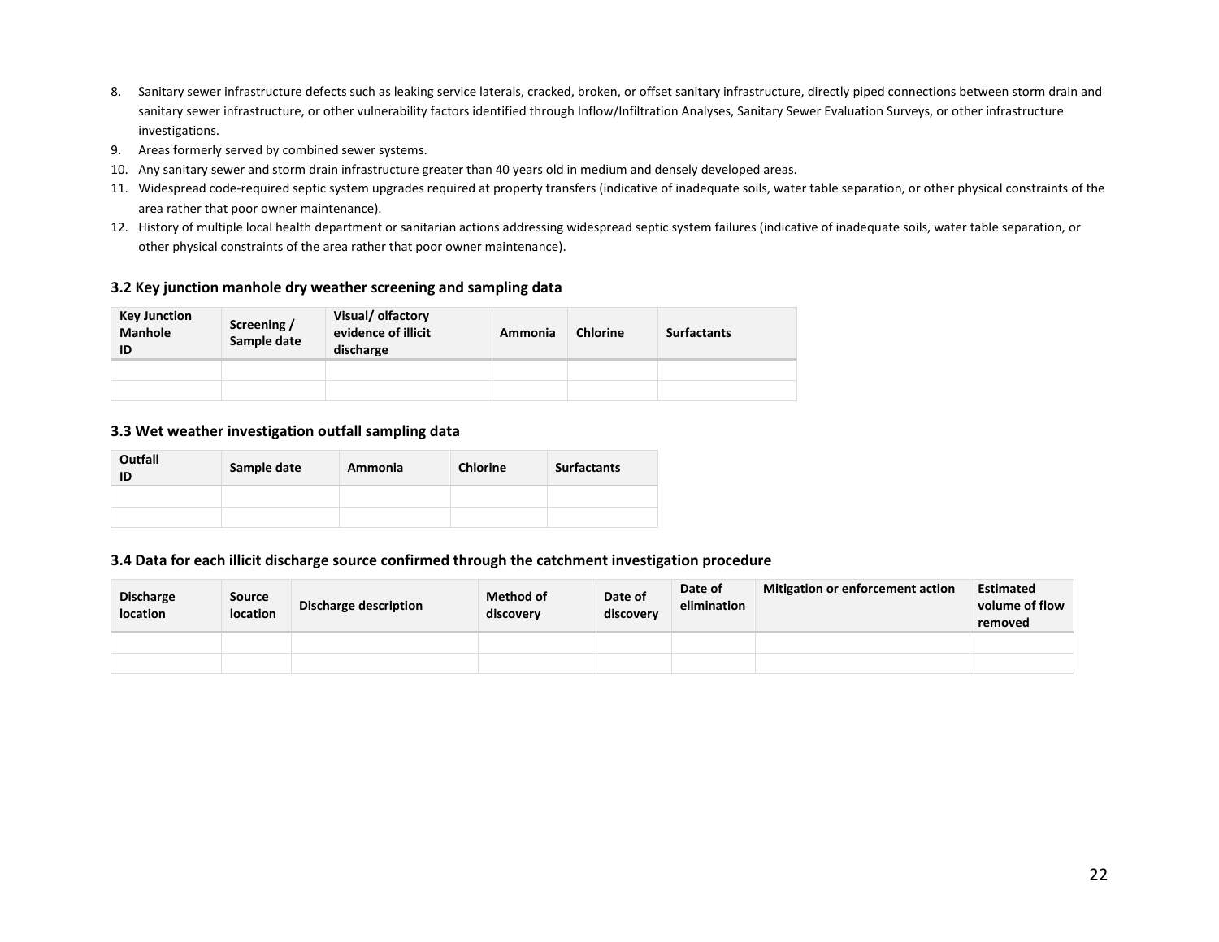8. Sanitary sewer infrastructure defects such as leaking service laterals, cracked, broken, or offset sanitary infrastructure, directly piped connections between storm drain and sanitary sewer infrastructure, or other vulnerability factors identified through Inflow/Infiltration Analyses, Sanitary Sewer Evaluation Surveys, or other infrastructure investigations.
9. Areas formerly served by combined sewer systems.
10. Any sanitary sewer and storm drain infrastructure greater than 40 years old in medium and densely developed areas.
11. Widespread code-required septic system upgrades required at property transfers (indicative of inadequate soils, water table separation, or other physical constraints of the area rather that poor owner maintenance).
12. History of multiple local health department or sanitarian actions addressing widespread septic system failures (indicative of inadequate soils, water table separation, or other physical constraints of the area rather that poor owner maintenance).

### 3.2 Key junction manhole dry weather screening and sampling data

| Key Junction Manhole ID | Screening / Sample date | Visual/ olfactory evidence of illicit discharge | Ammonia | Chlorine | Surfactants |
|---|---|---|---|---|---|
| | | | | | |
| | | | | | |

### 3.3 Wet weather investigation outfall sampling data

| Outfall ID | Sample date | Ammonia | Chlorine | Surfactants |
|---|---|---|---|---|
| | | | | |
| | | | | |

### 3.4 Data for each illicit discharge source confirmed through the catchment investigation procedure

| Discharge location | Source location | Discharge description | Method of discovery | Date of discovery | Date of elimination | Mitigation or enforcement action | Estimated volume of flow removed |
|---|---|---|---|---|---|---|---|
| | | | | | | | |
| | | | | | | | |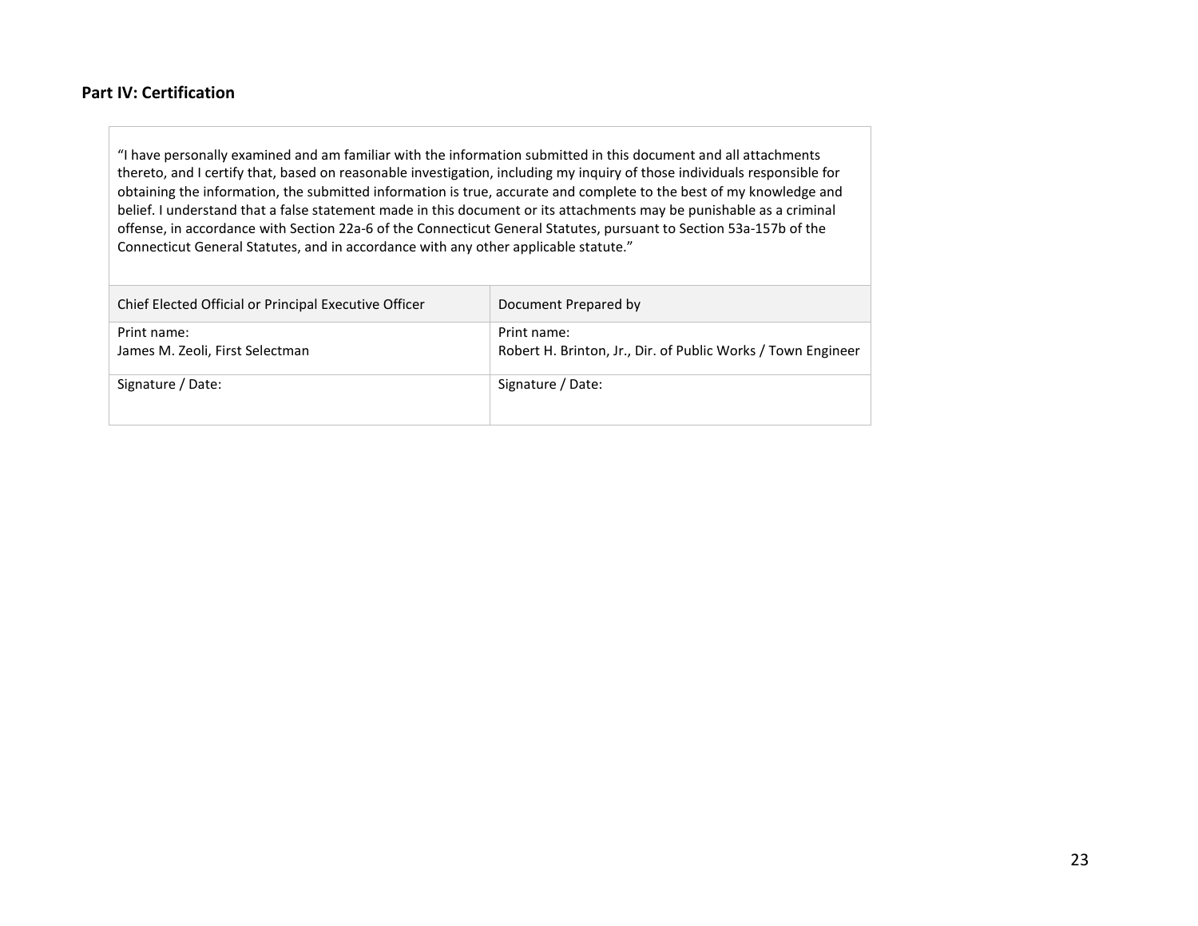## Part IV: Certification

"I have personally examined and am familiar with the information submitted in this document and all attachments thereto, and I certify that, based on reasonable investigation, including my inquiry of those individuals responsible for obtaining the information, the submitted information is true, accurate and complete to the best of my knowledge and belief. I understand that a false statement made in this document or its attachments may be punishable as a criminal offense, in accordance with Section 22a-6 of the Connecticut General Statutes, pursuant to Section 53a-157b of the Connecticut General Statutes, and in accordance with any other applicable statute."

| Chief Elected Official or Principal Executive Officer | Document Prepared by |
|---|---|
| Print name:<br>James M. Zeoli, First Selectman | Print name:<br>Robert H. Brinton, Jr., Dir. of Public Works / Town Engineer |
| Signature / Date: | Signature / Date: |